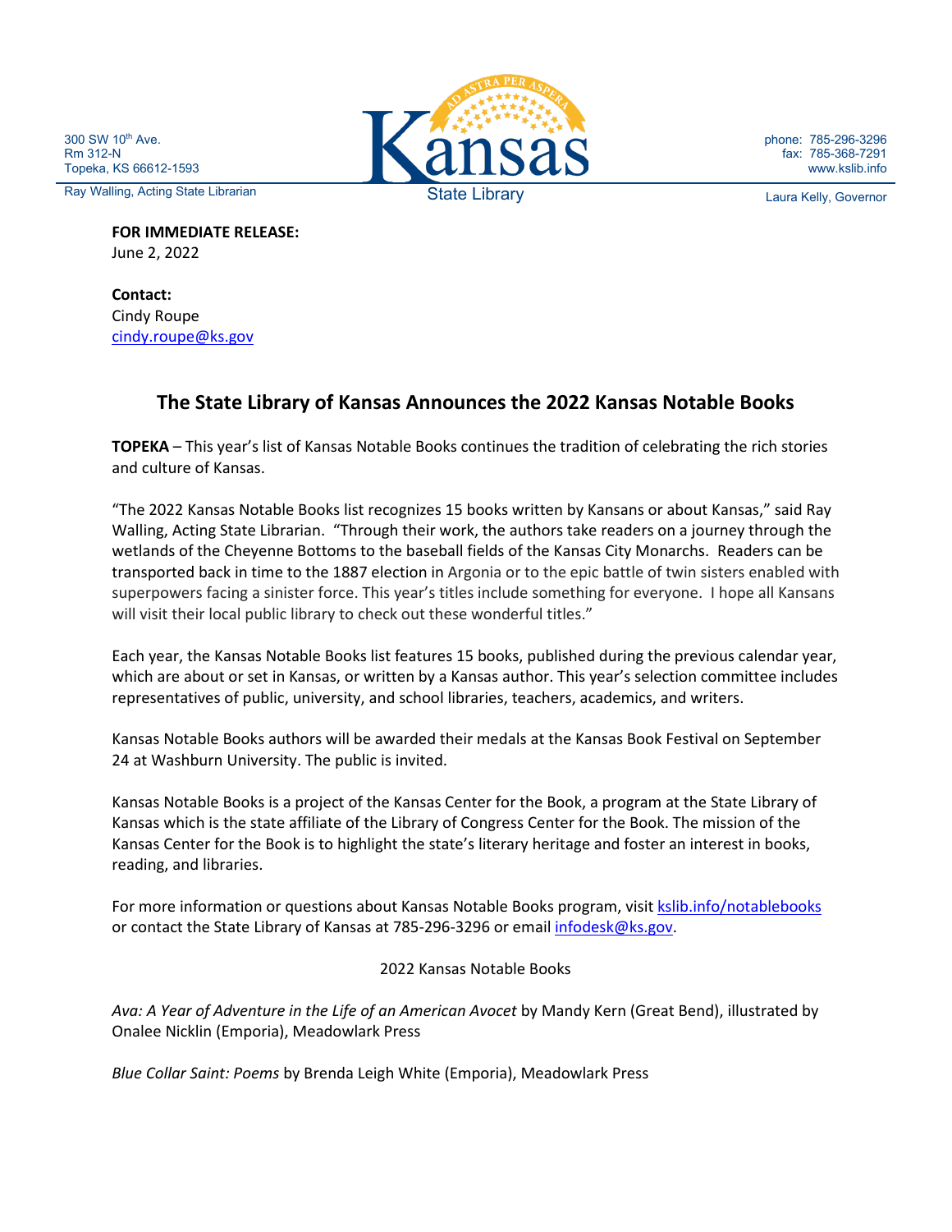300 SW 10th Ave.
Rm 312-N
Topeka, KS 66612-1593

Ray Walling, Acting State Librarian

Kansas State Library

phone: 785-296-3296
fax: 785-368-7291
www.kslib.info

Laura Kelly, Governor

**FOR IMMEDIATE RELEASE:**
June 2, 2022

**Contact:**
Cindy Roupe
cindy.roupe@ks.gov

## The State Library of Kansas Announces the 2022 Kansas Notable Books

**TOPEKA** – This year's list of Kansas Notable Books continues the tradition of celebrating the rich stories and culture of Kansas.

"The 2022 Kansas Notable Books list recognizes 15 books written by Kansans or about Kansas," said Ray Walling, Acting State Librarian. "Through their work, the authors take readers on a journey through the wetlands of the Cheyenne Bottoms to the baseball fields of the Kansas City Monarchs. Readers can be transported back in time to the 1887 election in Argonia or to the epic battle of twin sisters enabled with superpowers facing a sinister force. This year's titles include something for everyone. I hope all Kansans will visit their local public library to check out these wonderful titles."

Each year, the Kansas Notable Books list features 15 books, published during the previous calendar year, which are about or set in Kansas, or written by a Kansas author. This year's selection committee includes representatives of public, university, and school libraries, teachers, academics, and writers.

Kansas Notable Books authors will be awarded their medals at the Kansas Book Festival on September 24 at Washburn University. The public is invited.

Kansas Notable Books is a project of the Kansas Center for the Book, a program at the State Library of Kansas which is the state affiliate of the Library of Congress Center for the Book. The mission of the Kansas Center for the Book is to highlight the state's literary heritage and foster an interest in books, reading, and libraries.

For more information or questions about Kansas Notable Books program, visit kslib.info/notablebooks or contact the State Library of Kansas at 785-296-3296 or email infodesk@ks.gov.

2022 Kansas Notable Books

*Ava: A Year of Adventure in the Life of an American Avocet* by Mandy Kern (Great Bend), illustrated by Onalee Nicklin (Emporia), Meadowlark Press

*Blue Collar Saint: Poems* by Brenda Leigh White (Emporia), Meadowlark Press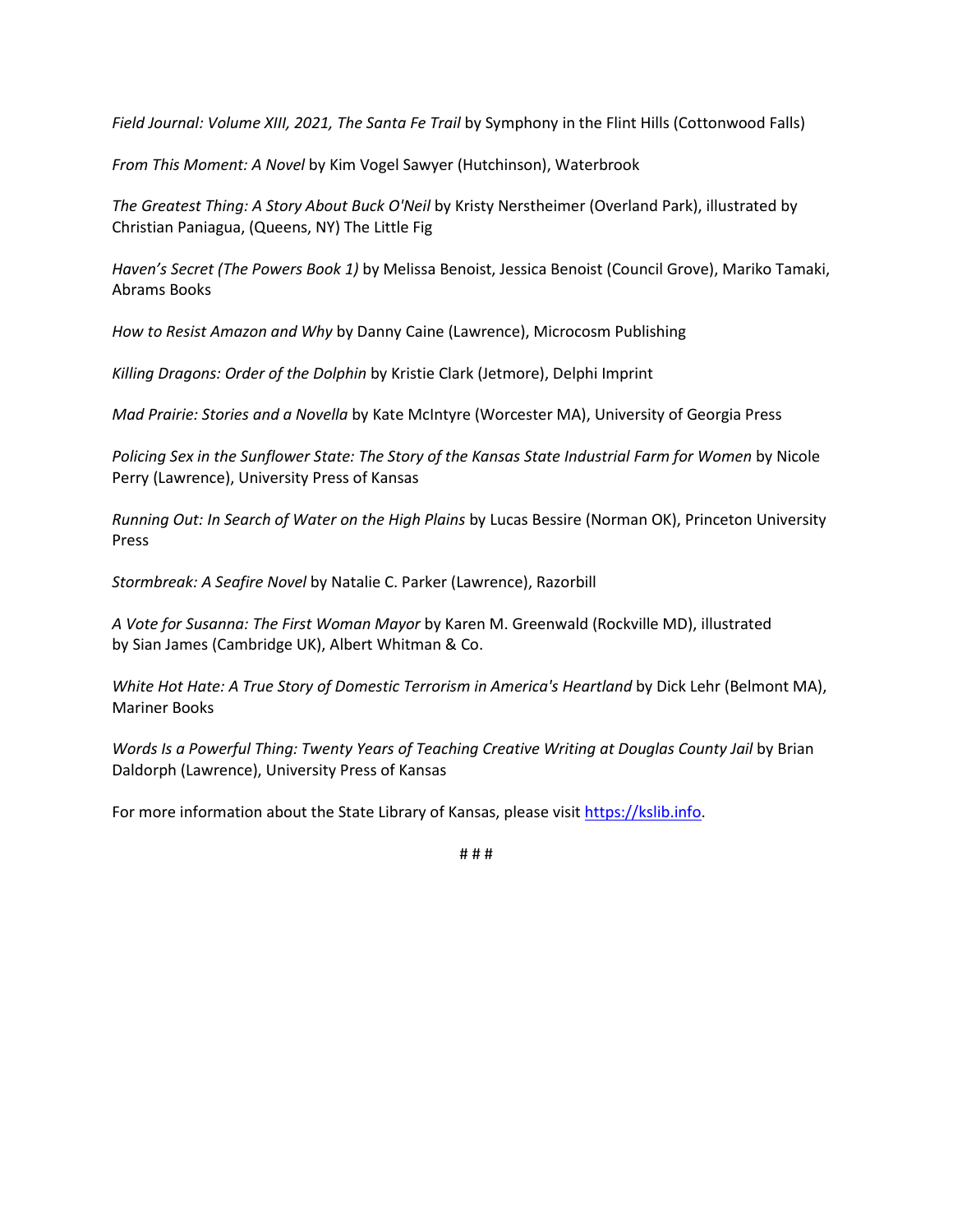*Field Journal: Volume XIII, 2021, The Santa Fe Trail* by Symphony in the Flint Hills (Cottonwood Falls)

*From This Moment: A Novel* by Kim Vogel Sawyer (Hutchinson), Waterbrook

*The Greatest Thing: A Story About Buck O'Neil* by Kristy Nerstheimer (Overland Park), illustrated by Christian Paniagua, (Queens, NY) The Little Fig

*Haven's Secret (The Powers Book 1)* by Melissa Benoist, Jessica Benoist (Council Grove), Mariko Tamaki, Abrams Books

*How to Resist Amazon and Why* by Danny Caine (Lawrence), Microcosm Publishing

*Killing Dragons: Order of the Dolphin* by Kristie Clark (Jetmore), Delphi Imprint

*Mad Prairie: Stories and a Novella* by Kate McIntyre (Worcester MA), University of Georgia Press

*Policing Sex in the Sunflower State: The Story of the Kansas State Industrial Farm for Women* by Nicole Perry (Lawrence), University Press of Kansas

*Running Out: In Search of Water on the High Plains* by Lucas Bessire (Norman OK), Princeton University Press

*Stormbreak: A Seafire Novel* by Natalie C. Parker (Lawrence), Razorbill

*A Vote for Susanna: The First Woman Mayor* by Karen M. Greenwald (Rockville MD), illustrated by Sian James (Cambridge UK), Albert Whitman & Co.

*White Hot Hate: A True Story of Domestic Terrorism in America's Heartland* by Dick Lehr (Belmont MA), Mariner Books

*Words Is a Powerful Thing: Twenty Years of Teaching Creative Writing at Douglas County Jail* by Brian Daldorph (Lawrence), University Press of Kansas

For more information about the State Library of Kansas, please visit [https://kslib.info](https://kslib.info).

# # #